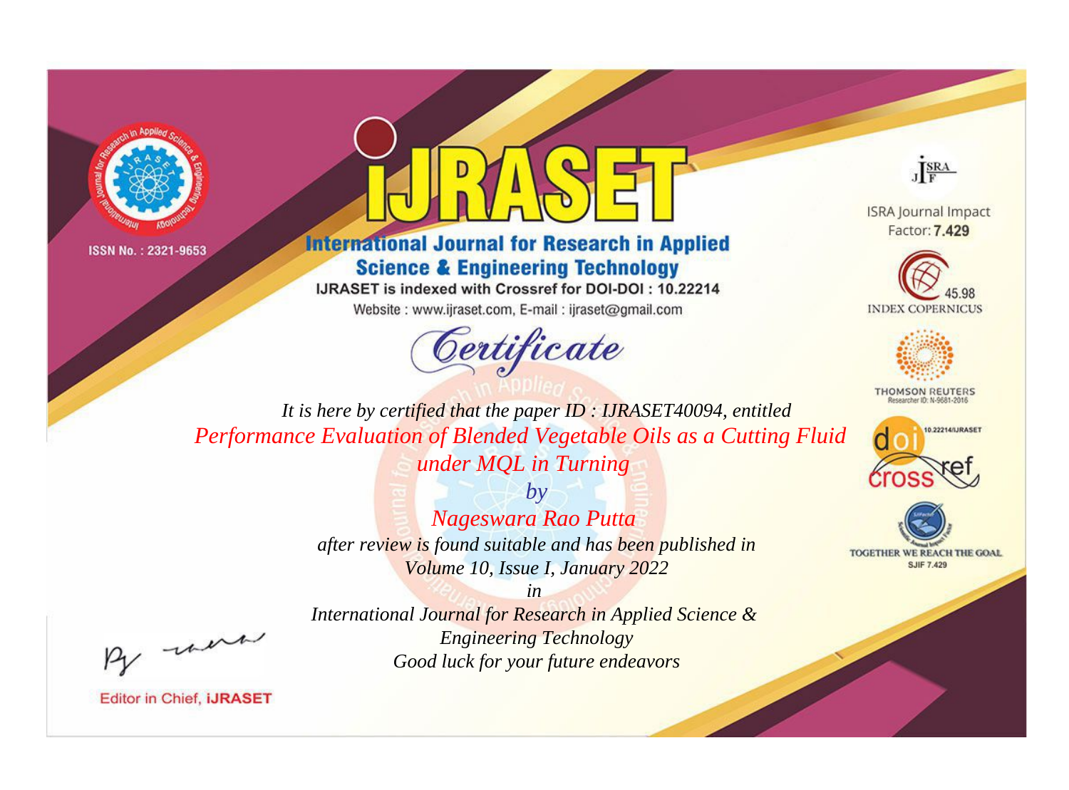ISSN No. : 2321-9653

# iJRASET

## International Journal for Research in Applied Science & Engineering Technology

IJRASET is indexed with Crossref for DOI-DOI : 10.22214

Website : www.ijraset.com, E-mail : ijraset@gmail.com

ISRA Journal Impact Factor: **7.429**

45.98 INDEX COPERNICUS

THOMSON REUTERS Researcher ID: N-9681-2016

10.22214/IJRASET

TOGETHER WE REACH THE GOAL SJIF 7.429

# *Certificate*

*It is here by certified that the paper ID : IJRASET40094, entitled*

*Performance Evaluation of Blended Vegetable Oils as a Cutting Fluid under MQL in Turning*

*by*

*Nageswara Rao Putta*

*after review is found suitable and has been published in*

*Volume 10, Issue I, January 2022*

*in*

*International Journal for Research in Applied Science & Engineering Technology*

*Good luck for your future endeavors*

Editor in Chief, **iJRASET**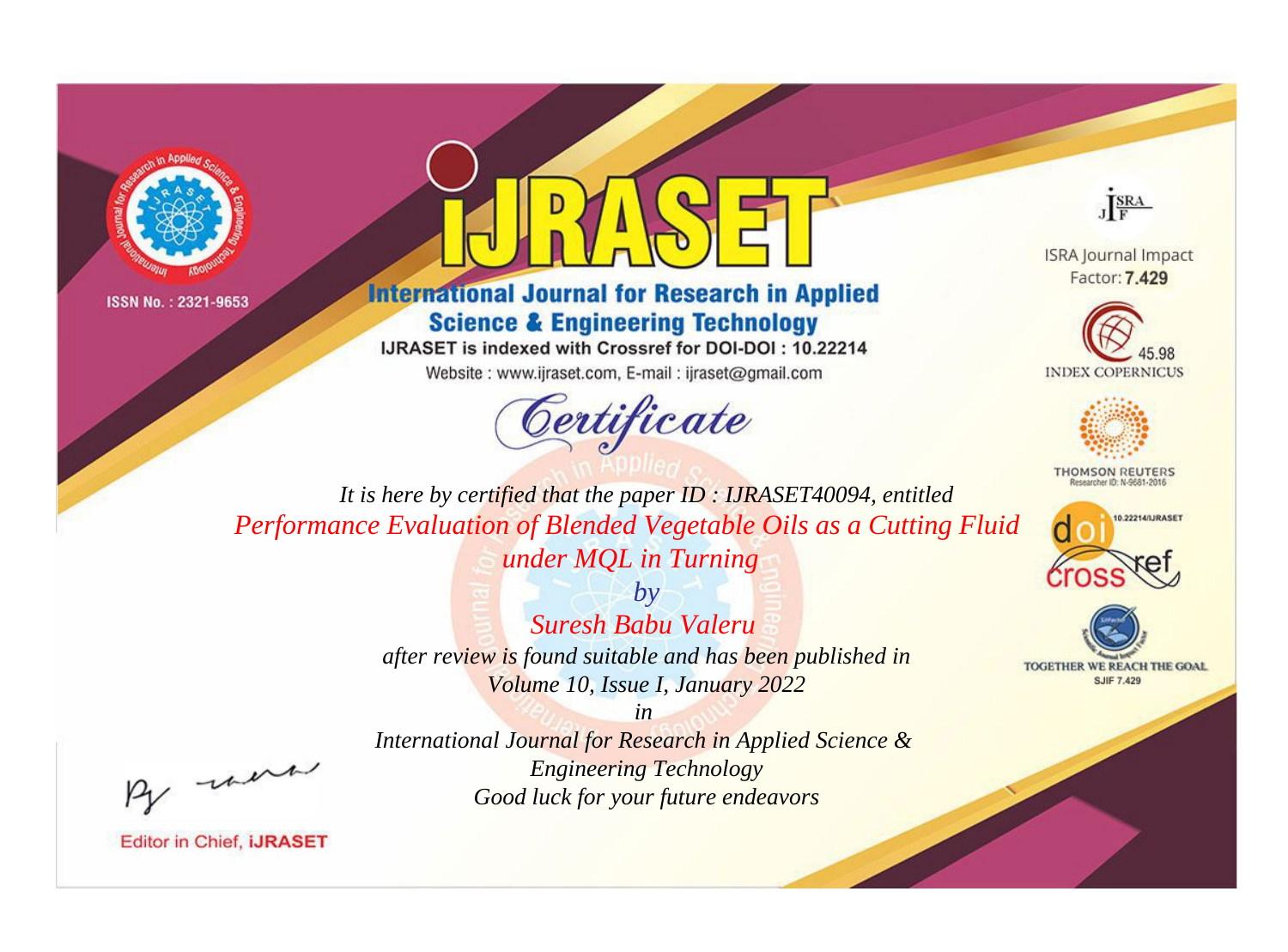ISSN No. : 2321-9653

# iJRASET

## International Journal for Research in Applied Science & Engineering Technology

IJRASET is indexed with Crossref for DOI-DOI : 10.22214

Website : www.ijraset.com, E-mail : ijraset@gmail.com

ISRA Journal Impact Factor: **7.429**

45.98 INDEX COPERNICUS

THOMSON REUTERS Researcher ID: N-9681-2016

10.22214/IJRASET

TOGETHER WE REACH THE GOAL SJIF 7.429

# *Certificate*

*It is here by certified that the paper ID : IJRASET40094, entitled*

*Performance Evaluation of Blended Vegetable Oils as a Cutting Fluid under MQL in Turning*

*by*

*Suresh Babu Valeru*

*after review is found suitable and has been published in*

*Volume 10, Issue I, January 2022*

*in*

*International Journal for Research in Applied Science & Engineering Technology*

*Good luck for your future endeavors*

Editor in Chief, **iJRASET**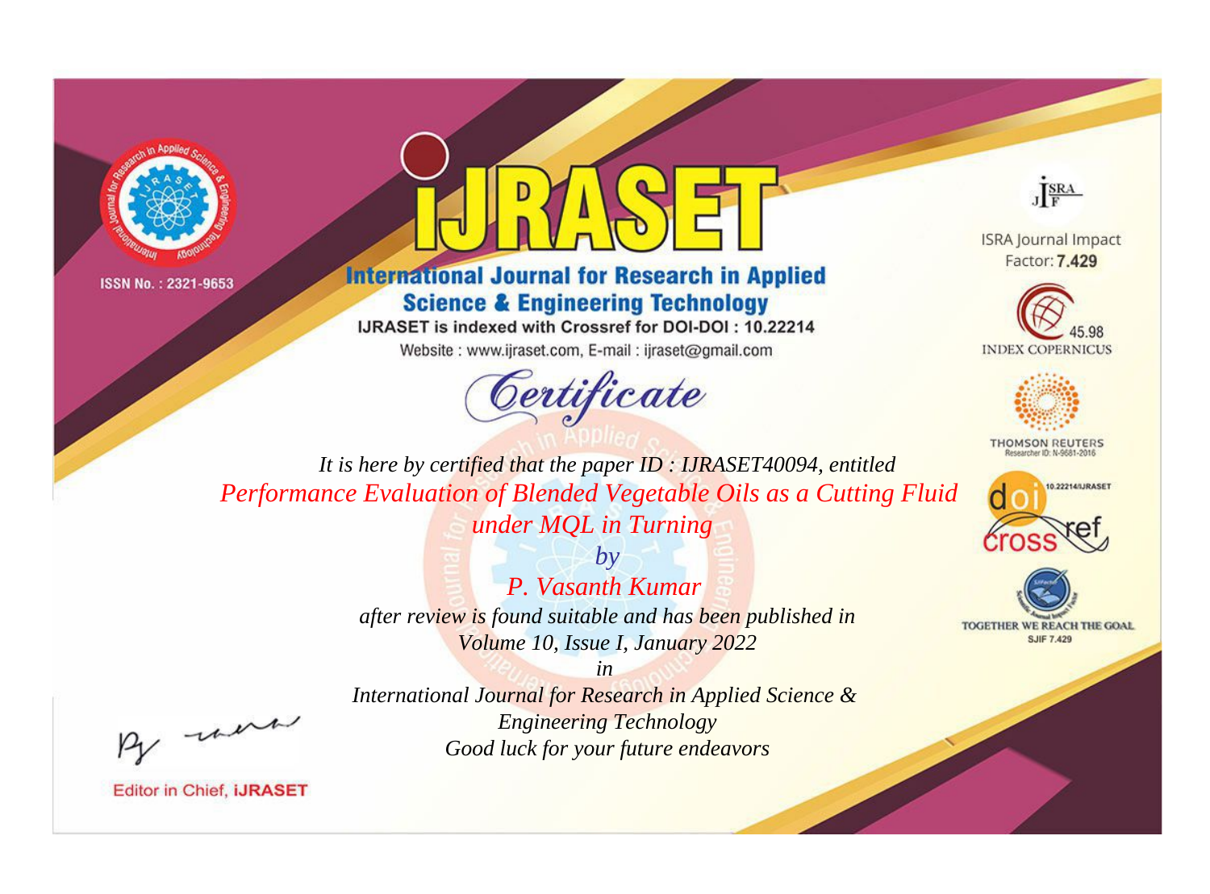ISSN No. : 2321-9653

# IJRASET

## International Journal for Research in Applied Science & Engineering Technology

IJRASET is indexed with Crossref for DOI-DOI : 10.22214

Website : www.ijraset.com, E-mail : ijraset@gmail.com

ISRA Journal Impact Factor: **7.429**

45.98 INDEX COPERNICUS

THOMSON REUTERS Researcher ID: N-9681-2016

10.22214/IJRASET

TOGETHER WE REACH THE GOAL SJIF 7.429

*Certificate*

*It is here by certified that the paper ID : IJRASET40094, entitled*

*Performance Evaluation of Blended Vegetable Oils as a Cutting Fluid under MQL in Turning*

*by*

*P. Vasanth Kumar*

*after review is found suitable and has been published in*

*Volume 10, Issue I, January 2022*

*in*

*International Journal for Research in Applied Science & Engineering Technology*

*Good luck for your future endeavors*

Editor in Chief, **iJRASET**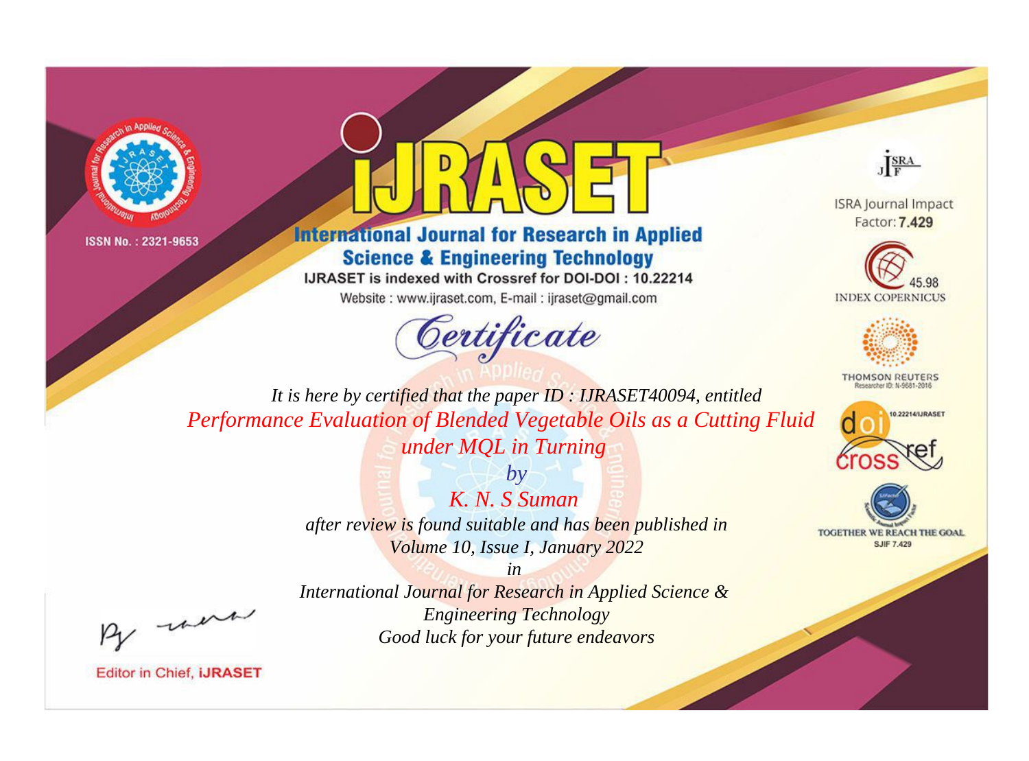ISSN No. : 2321-9653

# IJRASET

## International Journal for Research in Applied Science & Engineering Technology

IJRASET is indexed with Crossref for DOI-DOI : 10.22214

Website : www.ijraset.com, E-mail : ijraset@gmail.com

*Certificate*

*It is here by certified that the paper ID : IJRASET40094, entitled*

*Performance Evaluation of Blended Vegetable Oils as a Cutting Fluid under MQL in Turning*

*by*

*K. N. S Suman*

*after review is found suitable and has been published in*

*Volume 10, Issue I, January 2022*

*in*

*International Journal for Research in Applied Science & Engineering Technology*

*Good luck for your future endeavors*

ISRA Journal Impact Factor: **7.429**

45.98 INDEX COPERNICUS

THOMSON REUTERS Researcher ID: N-9681-2016

10.22214/IJRASET

TOGETHER WE REACH THE GOAL SJIF 7.429

Editor in Chief, **iJRASET**